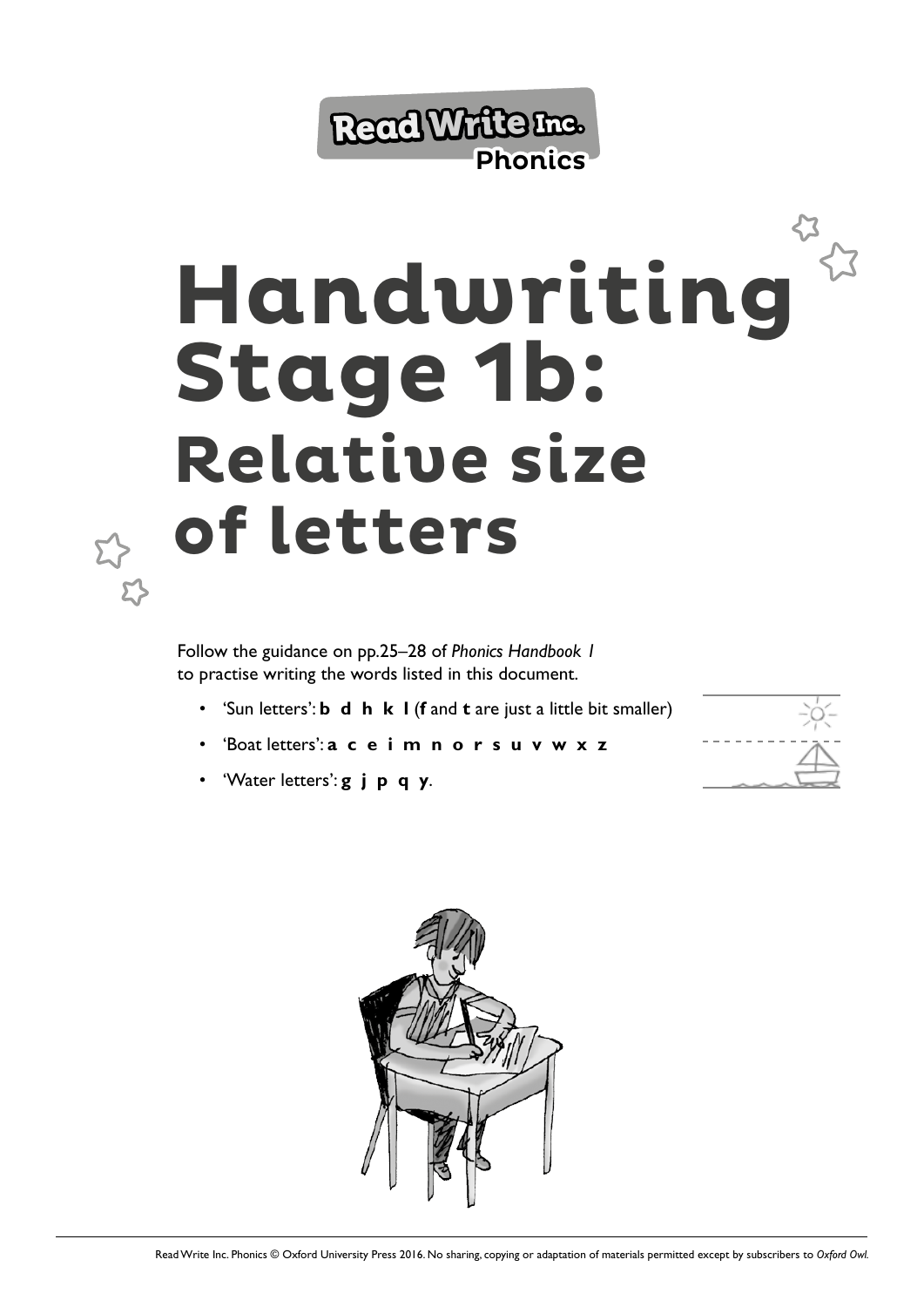Read Write Inc. Phonics

# Handwriting Stage 1b: Relative size of letters

Follow the guidance on pp.25–28 of *Phonics Handbook 1* to practise writing the words listed in this document.

- 'Sun letters': **b d h k l** (**f** and **t** are just a little bit smaller)
- 'Boat letters': **a c e i m n o r s u v w x z**
- 'Water letters': **g j p q y**.

Read Write Inc. Phonics © Oxford University Press 2016. No sharing, copying or adaptation of materials permitted except by subscribers to *Oxford Owl*.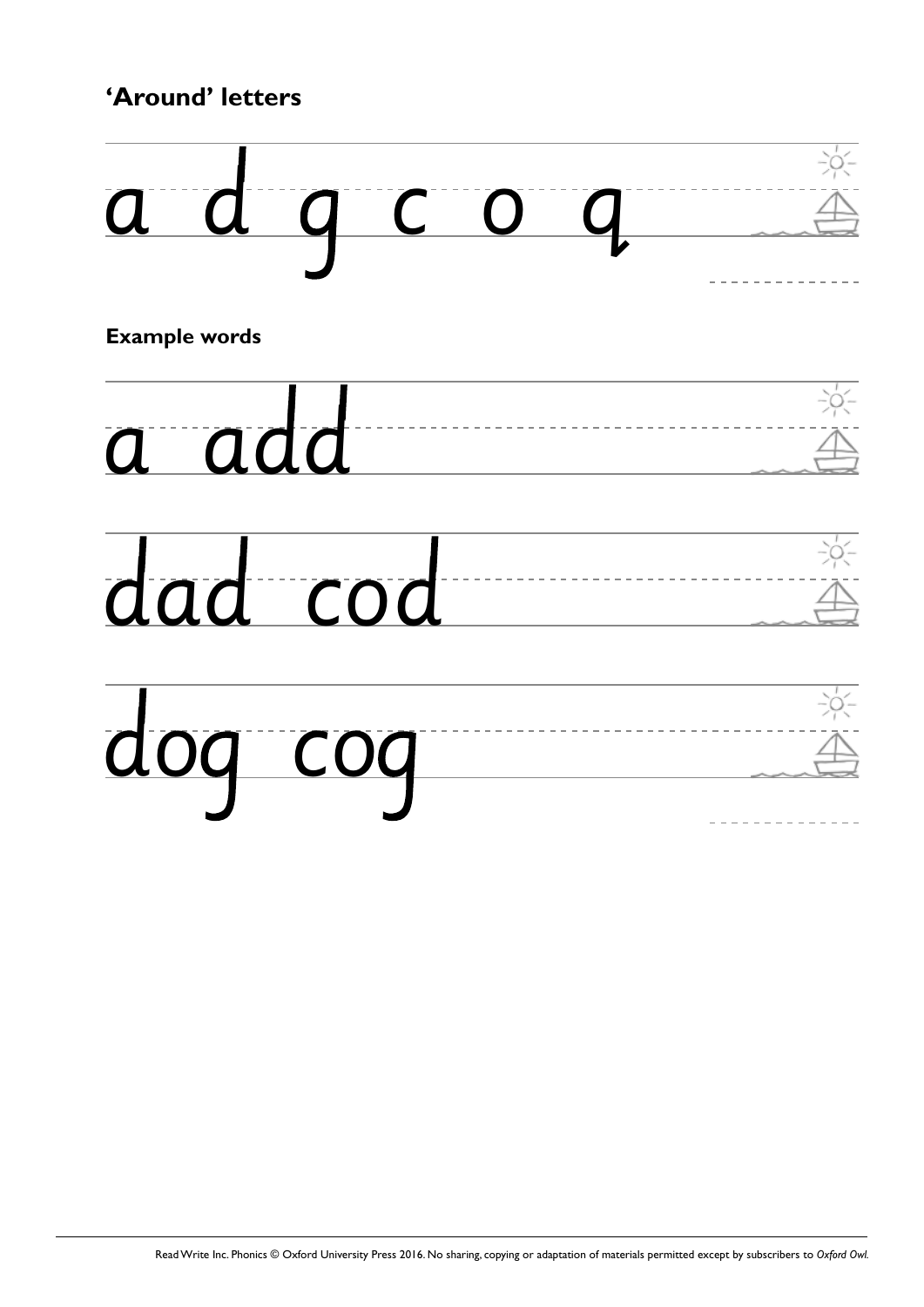**'Around' letters**

a d g c o q

**Example words**

a add

dad cod

dog cog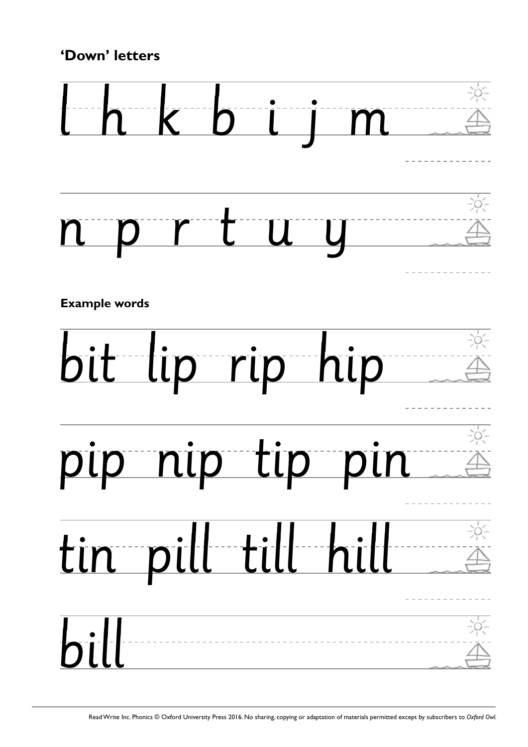**'Down' letters**

l h k b i j m

n p r t u y

**Example words**

bit lip rip hip

pip nip tip pin

tin pill till hill

bill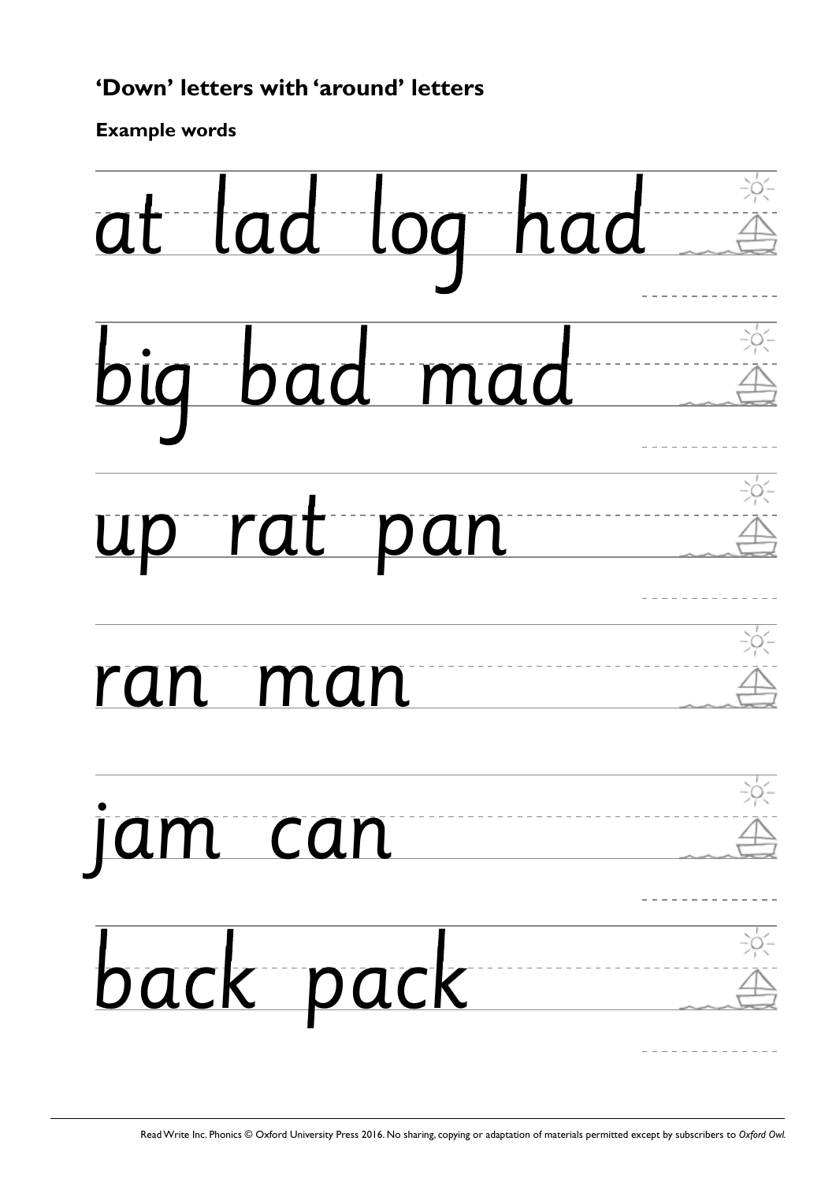## 'Down' letters with 'around' letters

**Example words**

at lad log had

big bad mad

up rat pan

ran man

jam can

back pack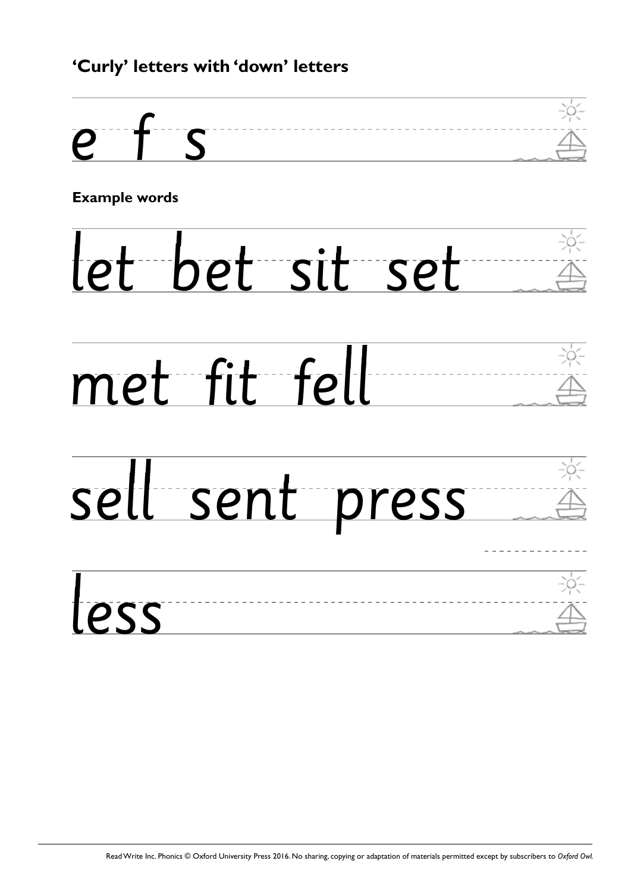**'Curly' letters with 'down' letters**

e f s

**Example words**

let bet sit set

met fit fell

sell sent press

less

Read Write Inc. Phonics © Oxford University Press 2016. No sharing, copying or adaptation of materials permitted except by subscribers to *Oxford Owl*.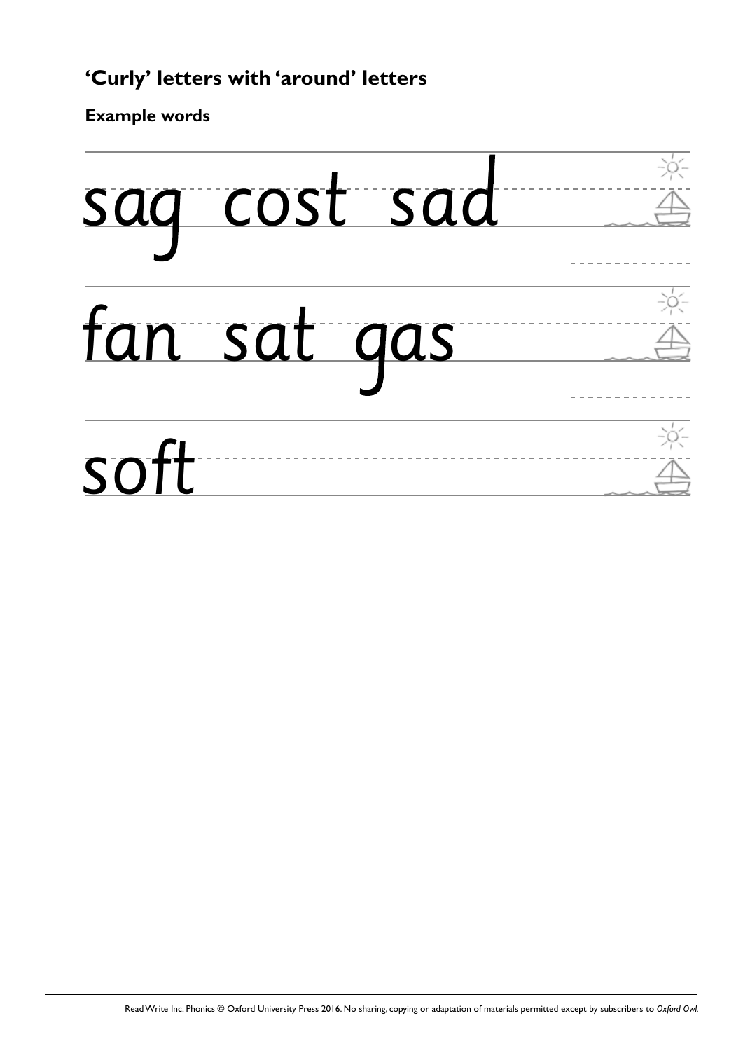## 'Curly' letters with 'around' letters

**Example words**

sag cost sad

fan sat gas

soft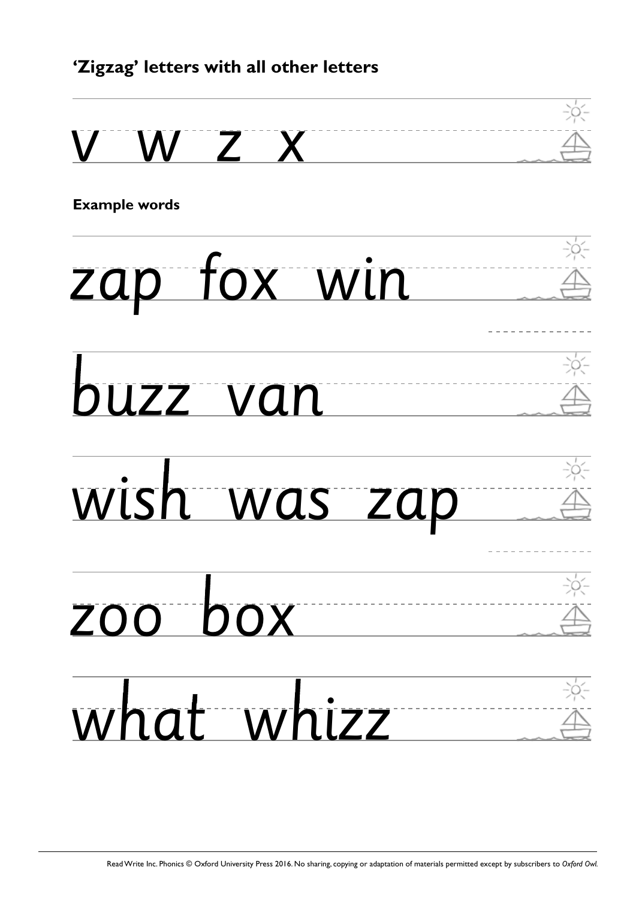## 'Zigzag' letters with all other letters

v w z x

**Example words**

zap fox win

buzz van

wish was zap

zoo box

what whizz